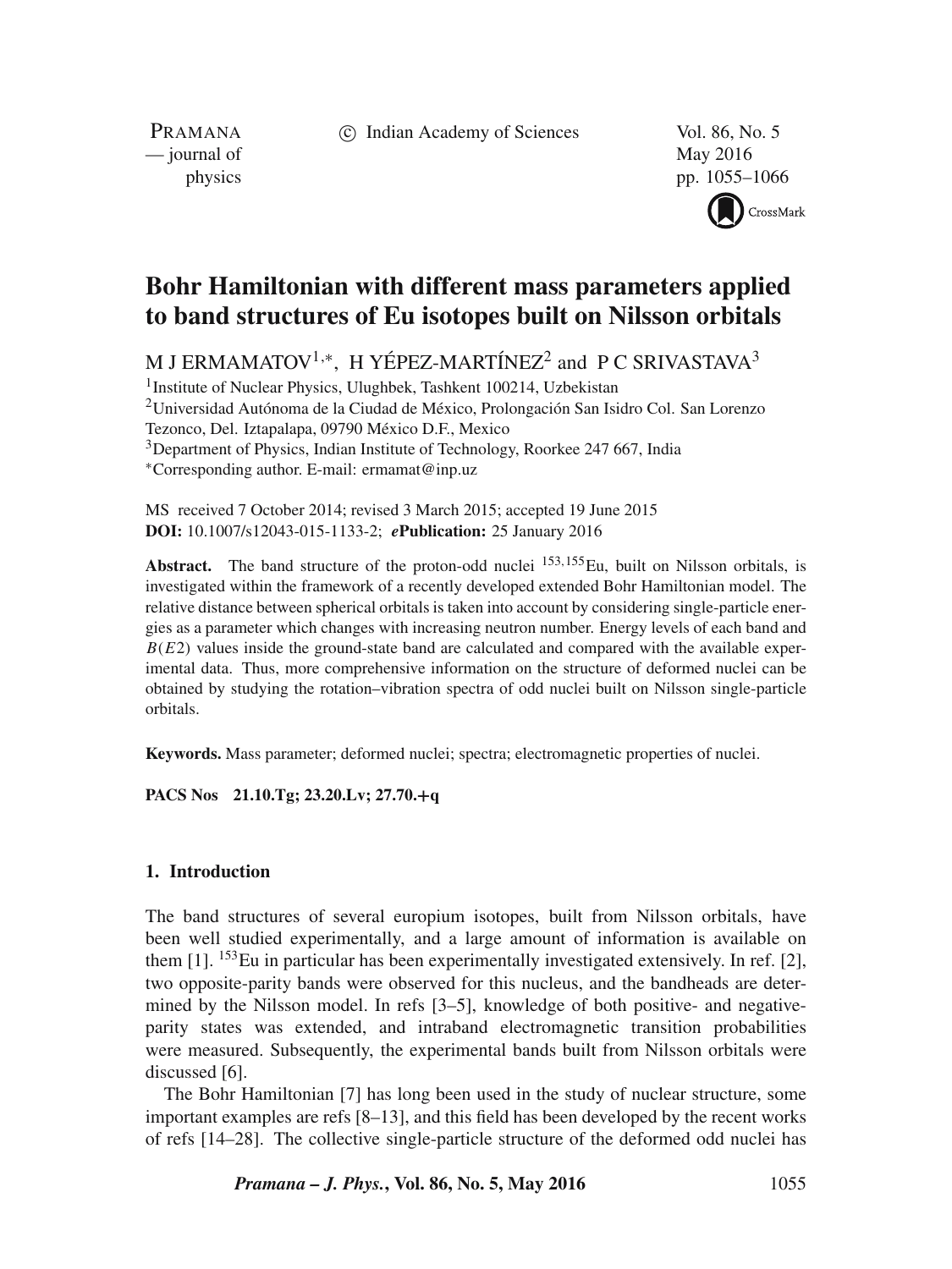PRAMANA — journal of physics © Indian Academy of Sciences

# Bohr Hamiltonian with different mass parameters applied to band structures of Eu isotopes built on Nilsson orbitals

M J ERMAMATOV[1,*], H YÉPEZ-MARTÍNEZ[2] and P C SRIVASTAVA[3]

[1]Institute of Nuclear Physics, Ulughbek, Tashkent 100214, Uzbekistan
[2]Universidad Autónoma de la Ciudad de México, Prolongación San Isidro Col. San Lorenzo Tezonco, Del. Iztapalapa, 09790 México D.F., Mexico
[3]Department of Physics, Indian Institute of Technology, Roorkee 247 667, India
[*]Corresponding author. E-mail: ermamat@inp.uz

MS received 7 October 2014; revised 3 March 2015; accepted 19 June 2015
**DOI:** 10.1007/s12043-015-1133-2; ***e*Publication:** 25 January 2016

**Abstract.** The band structure of the proton-odd nuclei $^{153,155}$Eu, built on Nilsson orbitals, is investigated within the framework of a recently developed extended Bohr Hamiltonian model. The relative distance between spherical orbitals is taken into account by considering single-particle energies as a parameter which changes with increasing neutron number. Energy levels of each band and $B(E2)$ values inside the ground-state band are calculated and compared with the available experimental data. Thus, more comprehensive information on the structure of deformed nuclei can be obtained by studying the rotation–vibration spectra of odd nuclei built on Nilsson single-particle orbitals.

**Keywords.** Mass parameter; deformed nuclei; spectra; electromagnetic properties of nuclei.

**PACS Nos 21.10.Tg; 23.20.Lv; 27.70.+q**

## 1. Introduction

The band structures of several europium isotopes, built from Nilsson orbitals, have been well studied experimentally, and a large amount of information is available on them [1]. $^{153}$Eu in particular has been experimentally investigated extensively. In ref. [2], two opposite-parity bands were observed for this nucleus, and the bandheads are determined by the Nilsson model. In refs [3–5], knowledge of both positive- and negative-parity states was extended, and intraband electromagnetic transition probabilities were measured. Subsequently, the experimental bands built from Nilsson orbitals were discussed [6].

The Bohr Hamiltonian [7] has long been used in the study of nuclear structure, some important examples are refs [8–13], and this field has been developed by the recent works of refs [14–28]. The collective single-particle structure of the deformed odd nuclei has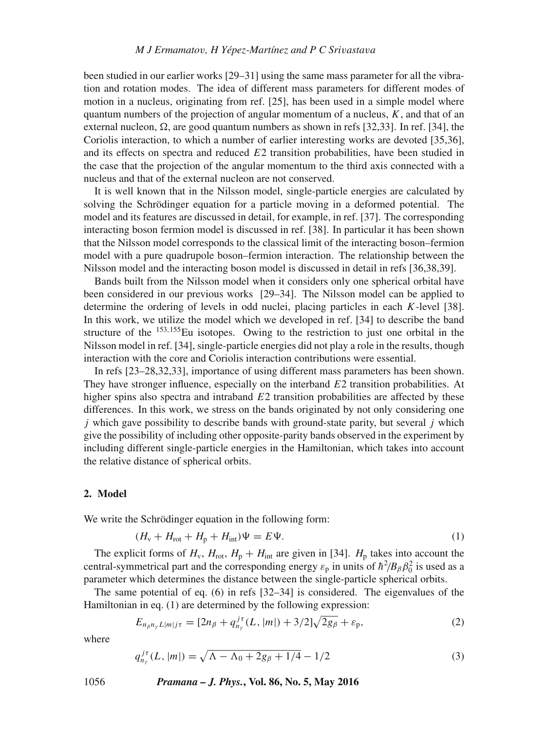been studied in our earlier works [29–31] using the same mass parameter for all the vibration and rotation modes. The idea of different mass parameters for different modes of motion in a nucleus, originating from ref. [25], has been used in a simple model where quantum numbers of the projection of angular momentum of a nucleus, $K$, and that of an external nucleon, $\Omega$, are good quantum numbers as shown in refs [32,33]. In ref. [34], the Coriolis interaction, to which a number of earlier interesting works are devoted [35,36], and its effects on spectra and reduced $E2$ transition probabilities, have been studied in the case that the projection of the angular momentum to the third axis connected with a nucleus and that of the external nucleon are not conserved.

It is well known that in the Nilsson model, single-particle energies are calculated by solving the Schrödinger equation for a particle moving in a deformed potential. The model and its features are discussed in detail, for example, in ref. [37]. The corresponding interacting boson fermion model is discussed in ref. [38]. In particular it has been shown that the Nilsson model corresponds to the classical limit of the interacting boson–fermion model with a pure quadrupole boson–fermion interaction. The relationship between the Nilsson model and the interacting boson model is discussed in detail in refs [36,38,39].

Bands built from the Nilsson model when it considers only one spherical orbital have been considered in our previous works [29–34]. The Nilsson model can be applied to determine the ordering of levels in odd nuclei, placing particles in each $K$-level [38]. In this work, we utilize the model which we developed in ref. [34] to describe the band structure of the $^{153,155}$Eu isotopes. Owing to the restriction to just one orbital in the Nilsson model in ref. [34], single-particle energies did not play a role in the results, though interaction with the core and Coriolis interaction contributions were essential.

In refs [23–28,32,33], importance of using different mass parameters has been shown. They have stronger influence, especially on the interband $E2$ transition probabilities. At higher spins also spectra and intraband $E2$ transition probabilities are affected by these differences. In this work, we stress on the bands originated by not only considering one $j$ which gave possibility to describe bands with ground-state parity, but several $j$ which give the possibility of including other opposite-parity bands observed in the experiment by including different single-particle energies in the Hamiltonian, which takes into account the relative distance of spherical orbits.

## 2. Model

We write the Schrödinger equation in the following form:

$$(H_{\mathrm{v}} + H_{\mathrm{rot}} + H_{\mathrm{p}} + H_{\mathrm{int}})\Psi = E\Psi. \tag{1}$$

The explicit forms of $H_{\mathrm{v}}$, $H_{\mathrm{rot}}$, $H_{\mathrm{p}} + H_{\mathrm{int}}$ are given in [34]. $H_{\mathrm{p}}$ takes into account the central-symmetrical part and the corresponding energy $\varepsilon_{\mathrm{p}}$ in units of $\hbar^2/B_\beta\beta_0^2$ is used as a parameter which determines the distance between the single-particle spherical orbits.

The same potential of eq. (6) in refs [32–34] is considered. The eigenvalues of the Hamiltonian in eq. (1) are determined by the following expression:

$$E_{n_\beta n_\gamma L|m|j\tau} = [2n_\beta + q_{n_\gamma}^{j\tau}(L,|m|) + 3/2]\sqrt{2g_\beta} + \varepsilon_{\mathrm{p}}, \tag{2}$$

where

$$q_{n_\gamma}^{j\tau}(L,|m|) = \sqrt{\Lambda - \Lambda_0 + 2g_\beta + 1/4} - 1/2 \tag{3}$$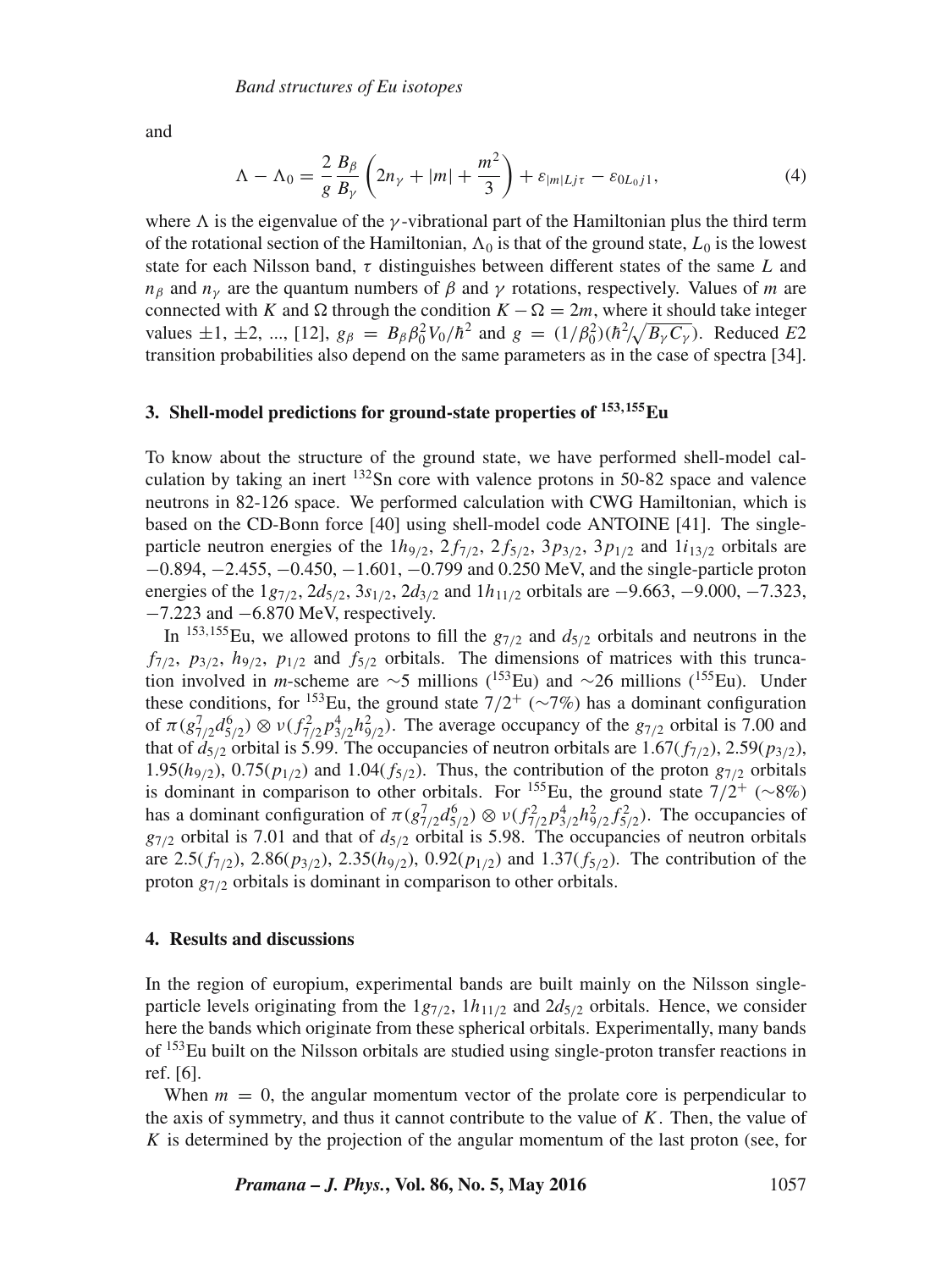and

$$\Lambda - \Lambda_0 = \frac{2}{g}\frac{B_\beta}{B_\gamma}\left(2n_\gamma + |m| + \frac{m^2}{3}\right) + \varepsilon_{|m|Lj\tau} - \varepsilon_{0L_0j1}, \tag{4}$$

where $\Lambda$ is the eigenvalue of the $\gamma$-vibrational part of the Hamiltonian plus the third term of the rotational section of the Hamiltonian, $\Lambda_0$ is that of the ground state, $L_0$ is the lowest state for each Nilsson band, $\tau$ distinguishes between different states of the same $L$ and $n_\beta$ and $n_\gamma$ are the quantum numbers of $\beta$ and $\gamma$ rotations, respectively. Values of $m$ are connected with $K$ and $\Omega$ through the condition $K - \Omega = 2m$, where it should take integer values $\pm 1$, $\pm 2$, ..., [12], $g_\beta = B_\beta \beta_0^2 V_0/\hbar^2$ and $g = (1/\beta_0^2)(\hbar^2/\sqrt{B_\gamma C_\gamma})$. Reduced $E2$ transition probabilities also depend on the same parameters as in the case of spectra [34].

## 3. Shell-model predictions for ground-state properties of $^{153,155}$Eu

To know about the structure of the ground state, we have performed shell-model calculation by taking an inert $^{132}$Sn core with valence protons in 50-82 space and valence neutrons in 82-126 space. We performed calculation with CWG Hamiltonian, which is based on the CD-Bonn force [40] using shell-model code ANTOINE [41]. The single-particle neutron energies of the $1h_{9/2}$, $2f_{7/2}$, $2f_{5/2}$, $3p_{3/2}$, $3p_{1/2}$ and $1i_{13/2}$ orbitals are $-0.894$, $-2.455$, $-0.450$, $-1.601$, $-0.799$ and 0.250 MeV, and the single-particle proton energies of the $1g_{7/2}$, $2d_{5/2}$, $3s_{1/2}$, $2d_{3/2}$ and $1h_{11/2}$ orbitals are $-9.663$, $-9.000$, $-7.323$, $-7.223$ and $-6.870$ MeV, respectively.

In $^{153,155}$Eu, we allowed protons to fill the $g_{7/2}$ and $d_{5/2}$ orbitals and neutrons in the $f_{7/2}$, $p_{3/2}$, $h_{9/2}$, $p_{1/2}$ and $f_{5/2}$ orbitals. The dimensions of matrices with this truncation involved in $m$-scheme are $\sim$5 millions ($^{153}$Eu) and $\sim$26 millions ($^{155}$Eu). Under these conditions, for $^{153}$Eu, the ground state $7/2^+$ ($\sim$7%) has a dominant configuration of $\pi(g_{7/2}^7 d_{5/2}^6) \otimes \nu(f_{7/2}^2 p_{3/2}^4 h_{9/2}^2)$. The average occupancy of the $g_{7/2}$ orbital is 7.00 and that of $d_{5/2}$ orbital is 5.99. The occupancies of neutron orbitals are 1.67($f_{7/2}$), 2.59($p_{3/2}$), 1.95($h_{9/2}$), 0.75($p_{1/2}$) and 1.04($f_{5/2}$). Thus, the contribution of the proton $g_{7/2}$ orbitals is dominant in comparison to other orbitals. For $^{155}$Eu, the ground state $7/2^+$ ($\sim$8%) has a dominant configuration of $\pi(g_{7/2}^7 d_{5/2}^6) \otimes \nu(f_{7/2}^2 p_{3/2}^4 h_{9/2}^2 f_{5/2}^2)$. The occupancies of $g_{7/2}$ orbital is 7.01 and that of $d_{5/2}$ orbital is 5.98. The occupancies of neutron orbitals are 2.5($f_{7/2}$), 2.86($p_{3/2}$), 2.35($h_{9/2}$), 0.92($p_{1/2}$) and 1.37($f_{5/2}$). The contribution of the proton $g_{7/2}$ orbitals is dominant in comparison to other orbitals.

## 4. Results and discussions

In the region of europium, experimental bands are built mainly on the Nilsson single-particle levels originating from the $1g_{7/2}$, $1h_{11/2}$ and $2d_{5/2}$ orbitals. Hence, we consider here the bands which originate from these spherical orbitals. Experimentally, many bands of $^{153}$Eu built on the Nilsson orbitals are studied using single-proton transfer reactions in ref. [6].

When $m = 0$, the angular momentum vector of the prolate core is perpendicular to the axis of symmetry, and thus it cannot contribute to the value of $K$. Then, the value of $K$ is determined by the projection of the angular momentum of the last proton (see, for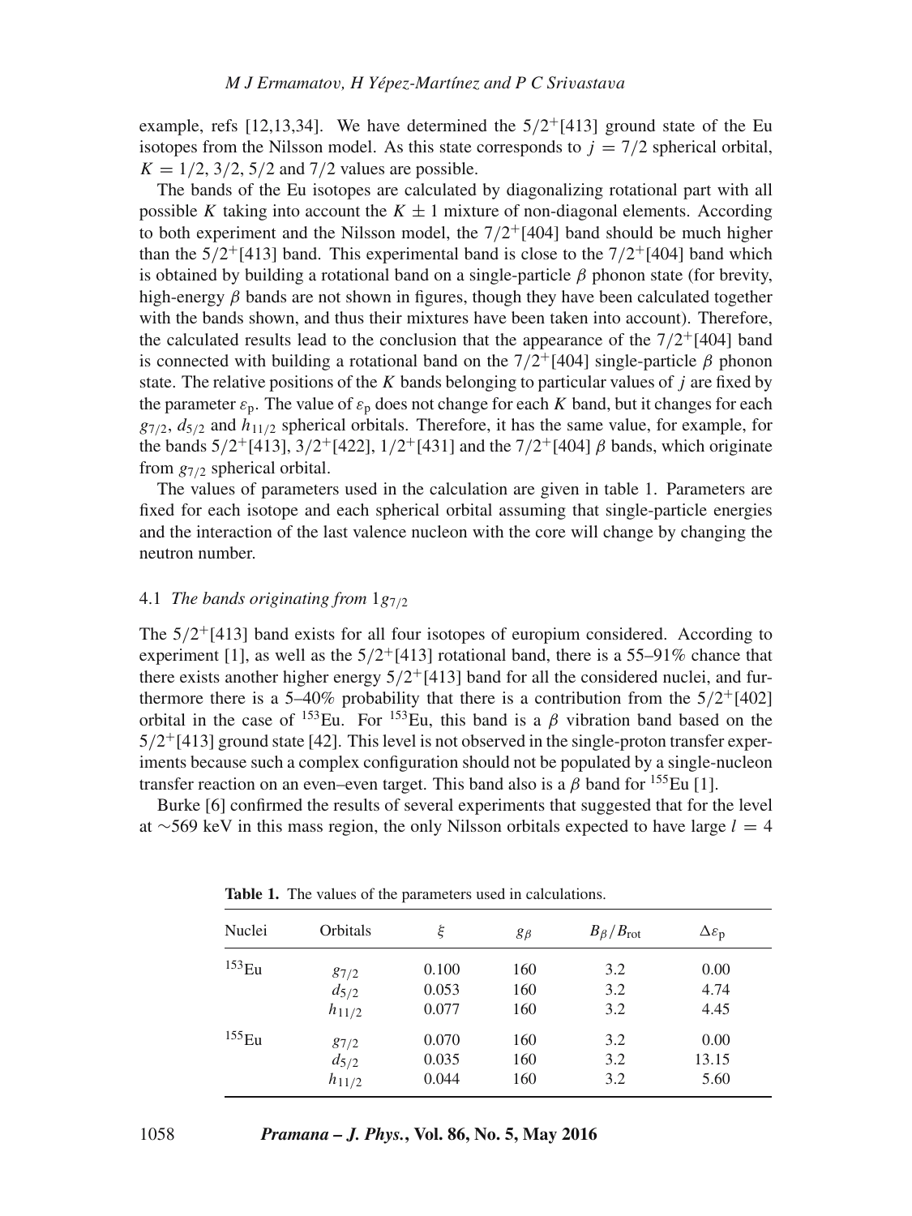example, refs [12,13,34]. We have determined the $5/2^+[413]$ ground state of the Eu isotopes from the Nilsson model. As this state corresponds to $j = 7/2$ spherical orbital, $K = 1/2, 3/2, 5/2$ and $7/2$ values are possible.

The bands of the Eu isotopes are calculated by diagonalizing rotational part with all possible $K$ taking into account the $K \pm 1$ mixture of non-diagonal elements. According to both experiment and the Nilsson model, the $7/2^+[404]$ band should be much higher than the $5/2^+[413]$ band. This experimental band is close to the $7/2^+[404]$ band which is obtained by building a rotational band on a single-particle $\beta$ phonon state (for brevity, high-energy $\beta$ bands are not shown in figures, though they have been calculated together with the bands shown, and thus their mixtures have been taken into account). Therefore, the calculated results lead to the conclusion that the appearance of the $7/2^+[404]$ band is connected with building a rotational band on the $7/2^+[404]$ single-particle $\beta$ phonon state. The relative positions of the $K$ bands belonging to particular values of $j$ are fixed by the parameter $\varepsilon_p$. The value of $\varepsilon_p$ does not change for each $K$ band, but it changes for each $g_{7/2}$, $d_{5/2}$ and $h_{11/2}$ spherical orbitals. Therefore, it has the same value, for example, for the bands $5/2^+[413]$, $3/2^+[422]$, $1/2^+[431]$ and the $7/2^+[404]$ $\beta$ bands, which originate from $g_{7/2}$ spherical orbital.

The values of parameters used in the calculation are given in table 1. Parameters are fixed for each isotope and each spherical orbital assuming that single-particle energies and the interaction of the last valence nucleon with the core will change by changing the neutron number.

### 4.1 *The bands originating from* $1g_{7/2}$

The $5/2^+[413]$ band exists for all four isotopes of europium considered. According to experiment [1], as well as the $5/2^+[413]$ rotational band, there is a 55–91% chance that there exists another higher energy $5/2^+[413]$ band for all the considered nuclei, and furthermore there is a 5–40% probability that there is a contribution from the $5/2^+[402]$ orbital in the case of $^{153}$Eu. For $^{153}$Eu, this band is a $\beta$ vibration band based on the $5/2^+[413]$ ground state [42]. This level is not observed in the single-proton transfer experiments because such a complex configuration should not be populated by a single-nucleon transfer reaction on an even–even target. This band also is a $\beta$ band for $^{155}$Eu [1].

Burke [6] confirmed the results of several experiments that suggested that for the level at ~569 keV in this mass region, the only Nilsson orbitals expected to have large $l = 4$

**Table 1.** The values of the parameters used in calculations.

| Nuclei | Orbitals | $\xi$ | $g_\beta$ | $B_\beta/B_{\text{rot}}$ | $\Delta\varepsilon_p$ |
|---|---|---|---|---|---|
| $^{153}$Eu | $g_{7/2}$ | 0.100 | 160 | 3.2 | 0.00 |
| | $d_{5/2}$ | 0.053 | 160 | 3.2 | 4.74 |
| | $h_{11/2}$ | 0.077 | 160 | 3.2 | 4.45 |
| $^{155}$Eu | $g_{7/2}$ | 0.070 | 160 | 3.2 | 0.00 |
| | $d_{5/2}$ | 0.035 | 160 | 3.2 | 13.15 |
| | $h_{11/2}$ | 0.044 | 160 | 3.2 | 5.60 |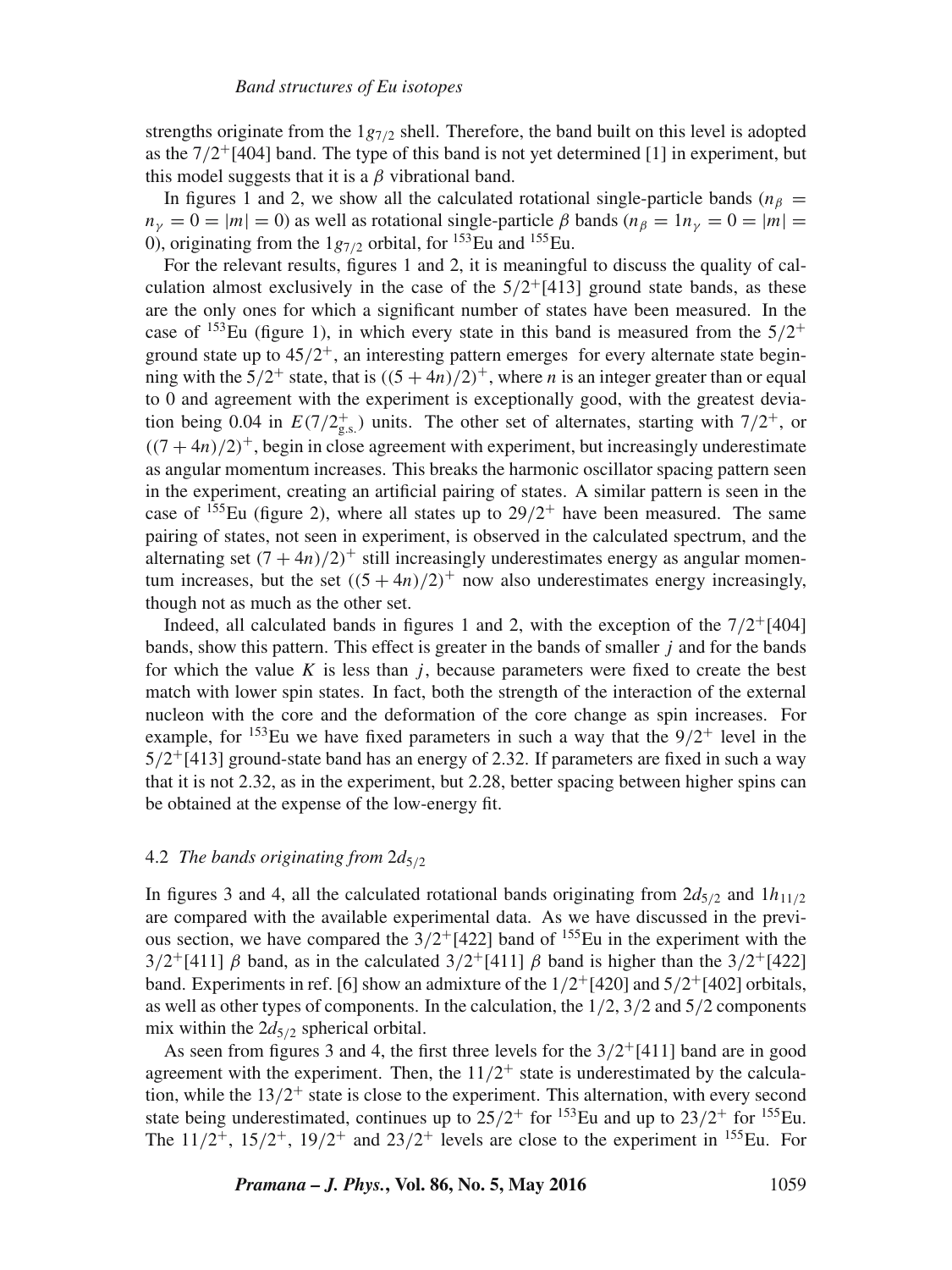strengths originate from the $1g_{7/2}$ shell. Therefore, the band built on this level is adopted as the $7/2^+[404]$ band. The type of this band is not yet determined [1] in experiment, but this model suggests that it is a $\beta$ vibrational band.

In figures 1 and 2, we show all the calculated rotational single-particle bands ($n_\beta = n_\gamma = 0 = |m| = 0$) as well as rotational single-particle $\beta$ bands ($n_\beta = 1 n_\gamma = 0 = |m| = 0$), originating from the $1g_{7/2}$ orbital, for $^{153}$Eu and $^{155}$Eu.

For the relevant results, figures 1 and 2, it is meaningful to discuss the quality of calculation almost exclusively in the case of the $5/2^+[413]$ ground state bands, as these are the only ones for which a significant number of states have been measured. In the case of $^{153}$Eu (figure 1), in which every state in this band is measured from the $5/2^+$ ground state up to $45/2^+$, an interesting pattern emerges for every alternate state beginning with the $5/2^+$ state, that is $((5+4n)/2)^+$, where $n$ is an integer greater than or equal to 0 and agreement with the experiment is exceptionally good, with the greatest deviation being 0.04 in $E(7/2^+_{\text{g.s.}})$ units. The other set of alternates, starting with $7/2^+$, or $((7+4n)/2)^+$, begin in close agreement with experiment, but increasingly underestimate as angular momentum increases. This breaks the harmonic oscillator spacing pattern seen in the experiment, creating an artificial pairing of states. A similar pattern is seen in the case of $^{155}$Eu (figure 2), where all states up to $29/2^+$ have been measured. The same pairing of states, not seen in experiment, is observed in the calculated spectrum, and the alternating set $(7+4n)/2)^+$ still increasingly underestimates energy as angular momentum increases, but the set $((5+4n)/2)^+$ now also underestimates energy increasingly, though not as much as the other set.

Indeed, all calculated bands in figures 1 and 2, with the exception of the $7/2^+[404]$ bands, show this pattern. This effect is greater in the bands of smaller $j$ and for the bands for which the value $K$ is less than $j$, because parameters were fixed to create the best match with lower spin states. In fact, both the strength of the interaction of the external nucleon with the core and the deformation of the core change as spin increases. For example, for $^{153}$Eu we have fixed parameters in such a way that the $9/2^+$ level in the $5/2^+[413]$ ground-state band has an energy of 2.32. If parameters are fixed in such a way that it is not 2.32, as in the experiment, but 2.28, better spacing between higher spins can be obtained at the expense of the low-energy fit.

### 4.2 *The bands originating from* $2d_{5/2}$

In figures 3 and 4, all the calculated rotational bands originating from $2d_{5/2}$ and $1h_{11/2}$ are compared with the available experimental data. As we have discussed in the previous section, we have compared the $3/2^+[422]$ band of $^{155}$Eu in the experiment with the $3/2^+[411]$ $\beta$ band, as in the calculated $3/2^+[411]$ $\beta$ band is higher than the $3/2^+[422]$ band. Experiments in ref. [6] show an admixture of the $1/2^+[420]$ and $5/2^+[402]$ orbitals, as well as other types of components. In the calculation, the 1/2, 3/2 and 5/2 components mix within the $2d_{5/2}$ spherical orbital.

As seen from figures 3 and 4, the first three levels for the $3/2^+[411]$ band are in good agreement with the experiment. Then, the $11/2^+$ state is underestimated by the calculation, while the $13/2^+$ state is close to the experiment. This alternation, with every second state being underestimated, continues up to $25/2^+$ for $^{153}$Eu and up to $23/2^+$ for $^{155}$Eu. The $11/2^+$, $15/2^+$, $19/2^+$ and $23/2^+$ levels are close to the experiment in $^{155}$Eu. For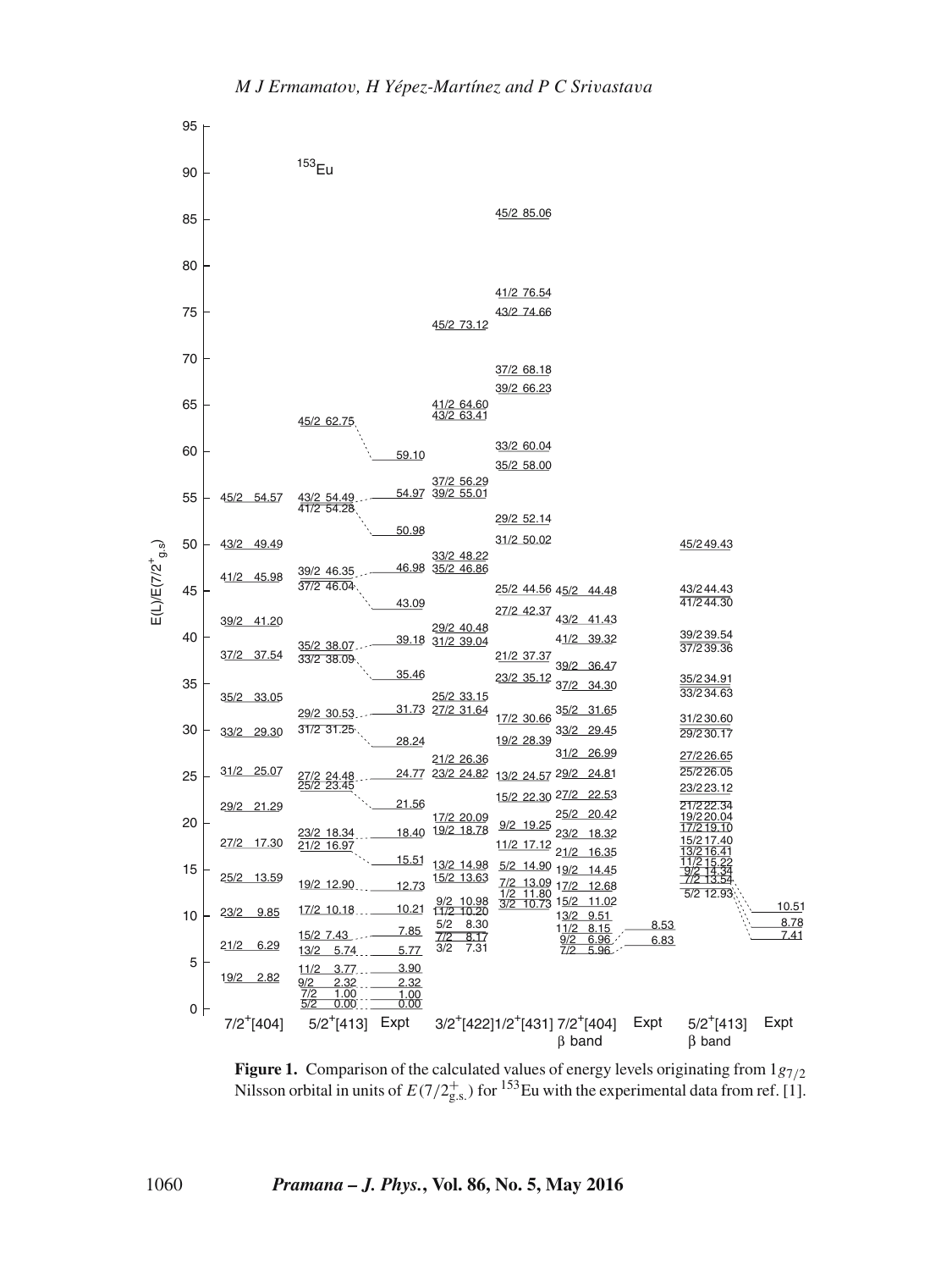**Figure 1.** Comparison of the calculated values of energy levels originating from $1g_{7/2}$ Nilsson orbital in units of $E(7/2^+_{\mathrm{g.s.}})$ for $^{153}$Eu with the experimental data from ref. [1].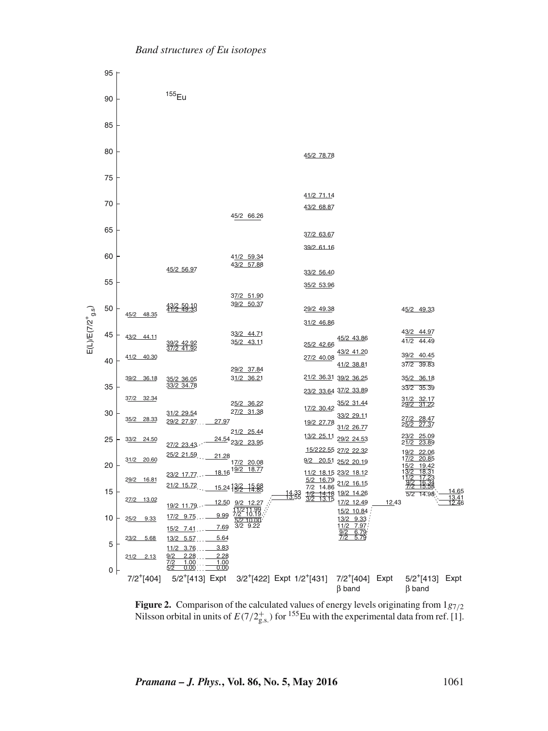**Figure 2.** Comparison of the calculated values of energy levels originating from $1g_{7/2}$ Nilsson orbital in units of $E(7/2^+_{\mathrm{g.s.}})$ for $^{155}$Eu with the experimental data from ref. [1].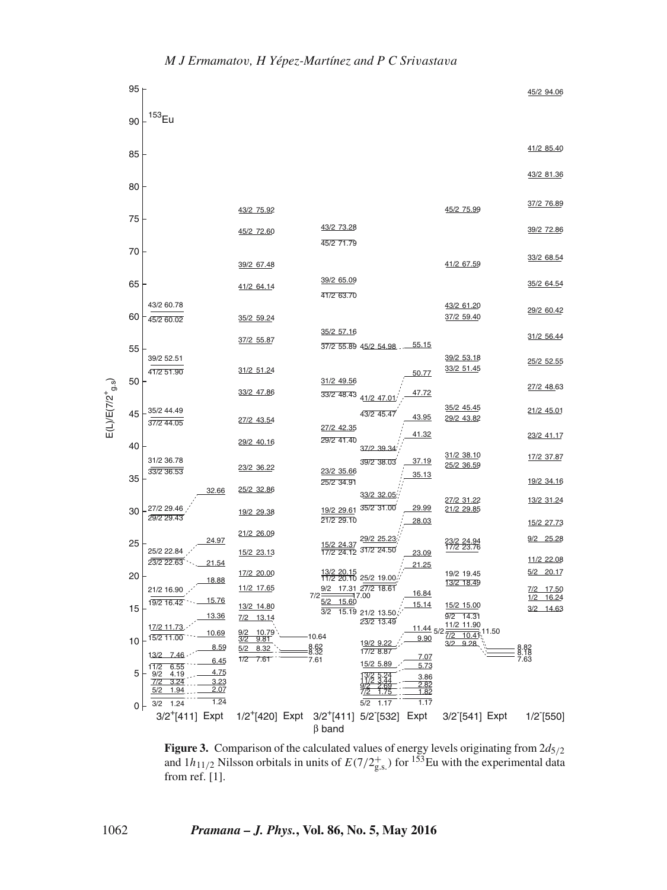**Figure 3.** Comparison of the calculated values of energy levels originating from $2d_{5/2}$ and $1h_{11/2}$ Nilsson orbitals in units of $E(7/2^+_{\text{g.s.}})$ for $^{153}$Eu with the experimental data from ref. [1].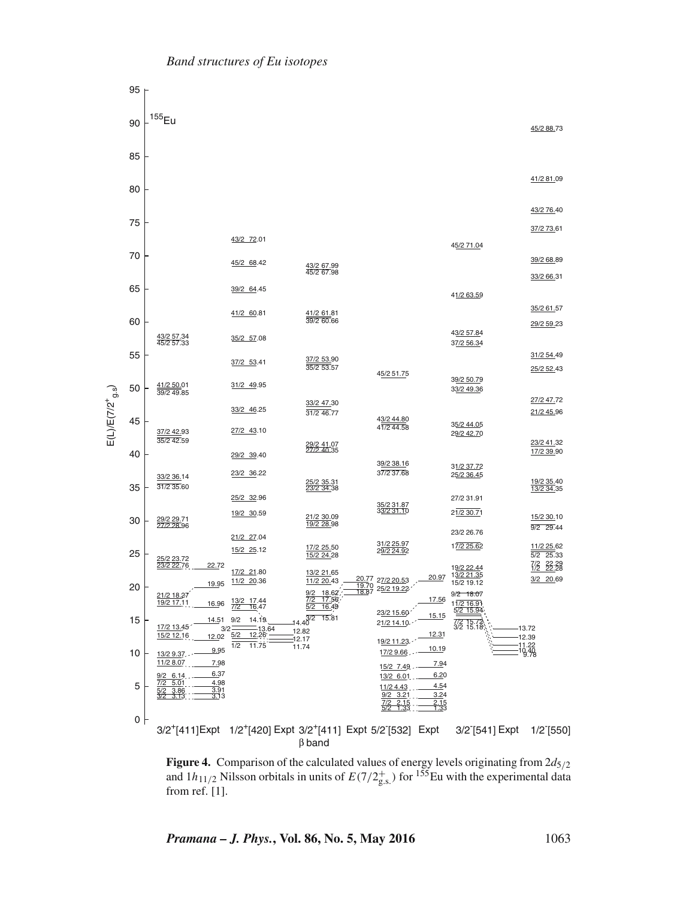**Figure 4.** Comparison of the calculated values of energy levels originating from $2d_{5/2}$ and $1h_{11/2}$ Nilsson orbitals in units of $E(7/2^+_{\mathrm{g.s.}})$ for $^{155}$Eu with the experimental data from ref. [1].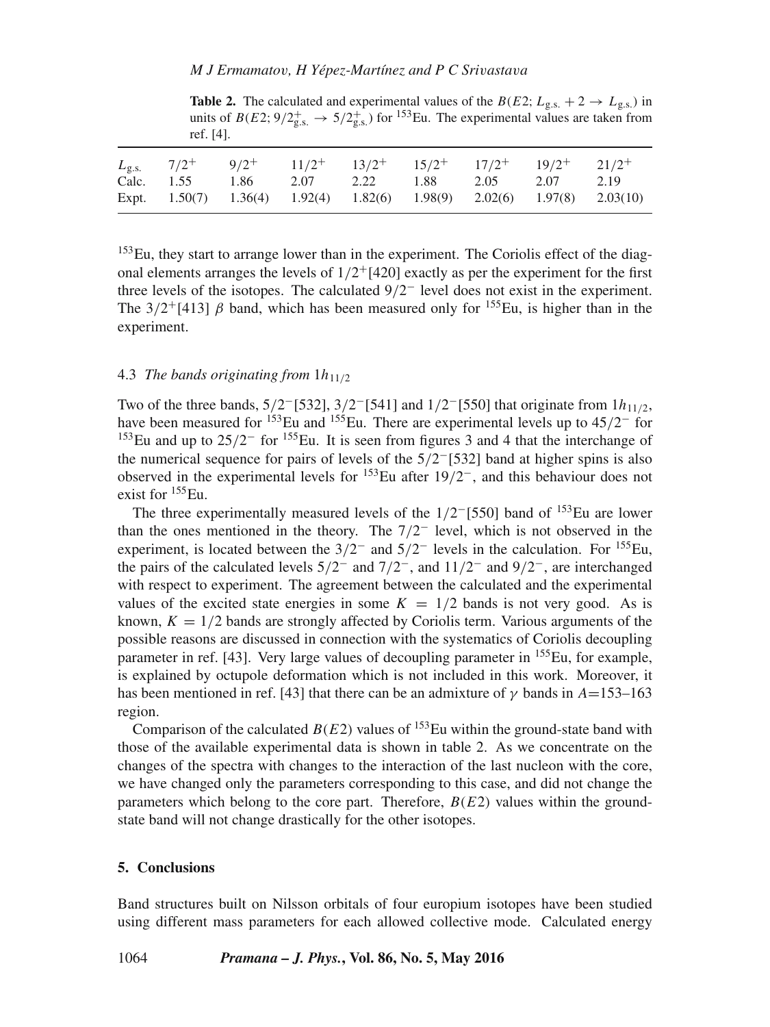**Table 2.** The calculated and experimental values of the $B(E2; L_{\rm g.s.}+2 \rightarrow L_{\rm g.s.})$ in units of $B(E2; 9/2^+_{\rm g.s.} \rightarrow 5/2^+_{\rm g.s.})$ for $^{153}$Eu. The experimental values are taken from ref. [4].

| $L_{\rm g.s.}$ | $7/2^+$ | $9/2^+$ | $11/2^+$ | $13/2^+$ | $15/2^+$ | $17/2^+$ | $19/2^+$ | $21/2^+$ |
|---|---|---|---|---|---|---|---|---|
| Calc. | 1.55 | 1.86 | 2.07 | 2.22 | 1.88 | 2.05 | 2.07 | 2.19 |
| Expt. | 1.50(7) | 1.36(4) | 1.92(4) | 1.82(6) | 1.98(9) | 2.02(6) | 1.97(8) | 2.03(10) |

$^{153}$Eu, they start to arrange lower than in the experiment. The Coriolis effect of the diagonal elements arranges the levels of $1/2^+[420]$ exactly as per the experiment for the first three levels of the isotopes. The calculated $9/2^-$ level does not exist in the experiment. The $3/2^+[413]$ $\beta$ band, which has been measured only for $^{155}$Eu, is higher than in the experiment.

### 4.3 *The bands originating from* $1h_{11/2}$

Two of the three bands, $5/2^-[532]$, $3/2^-[541]$ and $1/2^-[550]$ that originate from $1h_{11/2}$, have been measured for $^{153}$Eu and $^{155}$Eu. There are experimental levels up to $45/2^-$ for $^{153}$Eu and up to $25/2^-$ for $^{155}$Eu. It is seen from figures 3 and 4 that the interchange of the numerical sequence for pairs of levels of the $5/2^-[532]$ band at higher spins is also observed in the experimental levels for $^{153}$Eu after $19/2^-$, and this behaviour does not exist for $^{155}$Eu.

The three experimentally measured levels of the $1/2^-[550]$ band of $^{153}$Eu are lower than the ones mentioned in the theory. The $7/2^-$ level, which is not observed in the experiment, is located between the $3/2^-$ and $5/2^-$ levels in the calculation. For $^{155}$Eu, the pairs of the calculated levels $5/2^-$ and $7/2^-$, and $11/2^-$ and $9/2^-$, are interchanged with respect to experiment. The agreement between the calculated and the experimental values of the excited state energies in some $K = 1/2$ bands is not very good. As is known, $K = 1/2$ bands are strongly affected by Coriolis term. Various arguments of the possible reasons are discussed in connection with the systematics of Coriolis decoupling parameter in ref. [43]. Very large values of decoupling parameter in $^{155}$Eu, for example, is explained by octupole deformation which is not included in this work. Moreover, it has been mentioned in ref. [43] that there can be an admixture of $\gamma$ bands in $A$=153–163 region.

Comparison of the calculated $B(E2)$ values of $^{153}$Eu within the ground-state band with those of the available experimental data is shown in table 2. As we concentrate on the changes of the spectra with changes to the interaction of the last nucleon with the core, we have changed only the parameters corresponding to this case, and did not change the parameters which belong to the core part. Therefore, $B(E2)$ values within the ground-state band will not change drastically for the other isotopes.

## 5. Conclusions

Band structures built on Nilsson orbitals of four europium isotopes have been studied using different mass parameters for each allowed collective mode. Calculated energy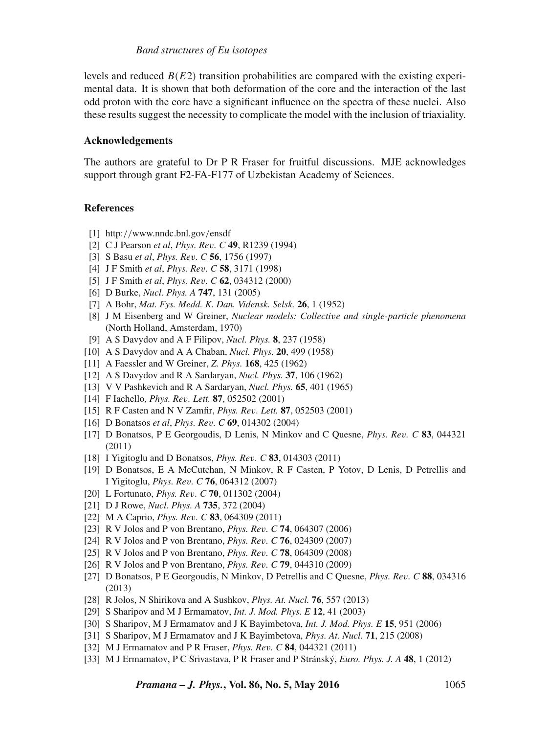levels and reduced $B(E2)$ transition probabilities are compared with the existing experimental data. It is shown that both deformation of the core and the interaction of the last odd proton with the core have a significant influence on the spectra of these nuclei. Also these results suggest the necessity to complicate the model with the inclusion of triaxiality.

### Acknowledgements

The authors are grateful to Dr P R Fraser for fruitful discussions. MJE acknowledges support through grant F2-FA-F177 of Uzbekistan Academy of Sciences.

### References

[1] http://www.nndc.bnl.gov/ensdf
[2] C J Pearson *et al*, *Phys. Rev. C* **49**, R1239 (1994)
[3] S Basu *et al*, *Phys. Rev. C* **56**, 1756 (1997)
[4] J F Smith *et al*, *Phys. Rev. C* **58**, 3171 (1998)
[5] J F Smith *et al*, *Phys. Rev. C* **62**, 034312 (2000)
[6] D Burke, *Nucl. Phys. A* **747**, 131 (2005)
[7] A Bohr, *Mat. Fys. Medd. K. Dan. Vidensk. Selsk.* **26**, 1 (1952)
[8] J M Eisenberg and W Greiner, *Nuclear models: Collective and single-particle phenomena* (North Holland, Amsterdam, 1970)
[9] A S Davydov and A F Filipov, *Nucl. Phys.* **8**, 237 (1958)
[10] A S Davydov and A A Chaban, *Nucl. Phys.* **20**, 499 (1958)
[11] A Faessler and W Greiner, *Z. Phys.* **168**, 425 (1962)
[12] A S Davydov and R A Sardaryan, *Nucl. Phys.* **37**, 106 (1962)
[13] V V Pashkevich and R A Sardaryan, *Nucl. Phys.* **65**, 401 (1965)
[14] F Iachello, *Phys. Rev. Lett.* **87**, 052502 (2001)
[15] R F Casten and N V Zamfir, *Phys. Rev. Lett.* **87**, 052503 (2001)
[16] D Bonatsos *et al*, *Phys. Rev. C* **69**, 014302 (2004)
[17] D Bonatsos, P E Georgoudis, D Lenis, N Minkov and C Quesne, *Phys. Rev. C* **83**, 044321 (2011)
[18] I Yigitoglu and D Bonatsos, *Phys. Rev. C* **83**, 014303 (2011)
[19] D Bonatsos, E A McCutchan, N Minkov, R F Casten, P Yotov, D Lenis, D Petrellis and I Yigitoglu, *Phys. Rev. C* **76**, 064312 (2007)
[20] L Fortunato, *Phys. Rev. C* **70**, 011302 (2004)
[21] D J Rowe, *Nucl. Phys. A* **735**, 372 (2004)
[22] M A Caprio, *Phys. Rev. C* **83**, 064309 (2011)
[23] R V Jolos and P von Brentano, *Phys. Rev. C* **74**, 064307 (2006)
[24] R V Jolos and P von Brentano, *Phys. Rev. C* **76**, 024309 (2007)
[25] R V Jolos and P von Brentano, *Phys. Rev. C* **78**, 064309 (2008)
[26] R V Jolos and P von Brentano, *Phys. Rev. C* **79**, 044310 (2009)
[27] D Bonatsos, P E Georgoudis, N Minkov, D Petrellis and C Quesne, *Phys. Rev. C* **88**, 034316 (2013)
[28] R Jolos, N Shirikova and A Sushkov, *Phys. At. Nucl.* **76**, 557 (2013)
[29] S Sharipov and M J Ermamatov, *Int. J. Mod. Phys. E* **12**, 41 (2003)
[30] S Sharipov, M J Ermamatov and J K Bayimbetova, *Int. J. Mod. Phys. E* **15**, 951 (2006)
[31] S Sharipov, M J Ermamatov and J K Bayimbetova, *Phys. At. Nucl.* **71**, 215 (2008)
[32] M J Ermamatov and P R Fraser, *Phys. Rev. C* **84**, 044321 (2011)
[33] M J Ermamatov, P C Srivastava, P R Fraser and P Stránský, *Euro. Phys. J. A* **48**, 1 (2012)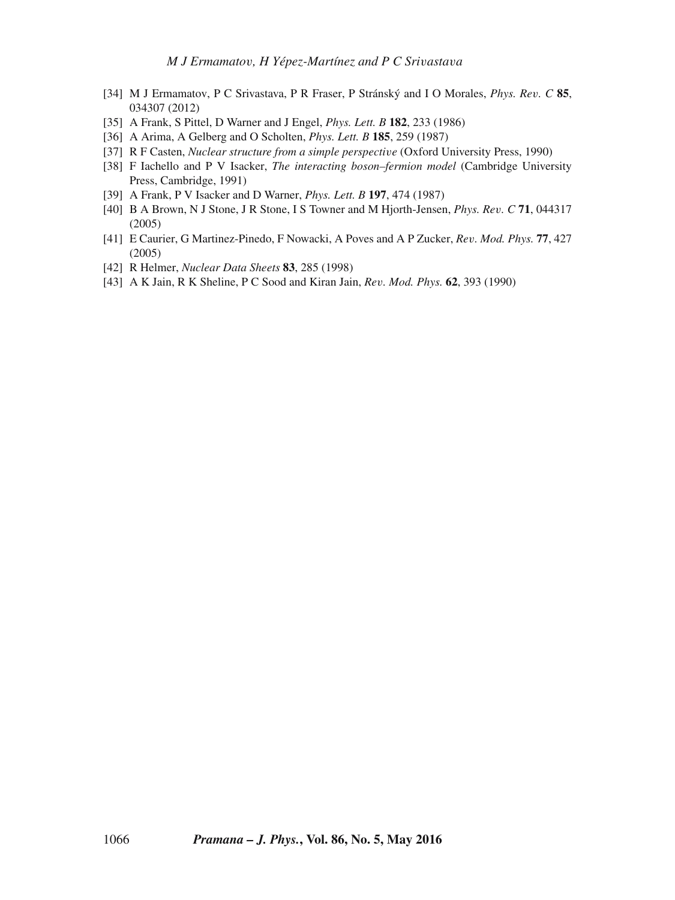[34] M J Ermamatov, P C Srivastava, P R Fraser, P Stránský and I O Morales, *Phys. Rev. C* **85**, 034307 (2012)

[35] A Frank, S Pittel, D Warner and J Engel, *Phys. Lett. B* **182**, 233 (1986)

[36] A Arima, A Gelberg and O Scholten, *Phys. Lett. B* **185**, 259 (1987)

[37] R F Casten, *Nuclear structure from a simple perspective* (Oxford University Press, 1990)

[38] F Iachello and P V Isacker, *The interacting boson–fermion model* (Cambridge University Press, Cambridge, 1991)

[39] A Frank, P V Isacker and D Warner, *Phys. Lett. B* **197**, 474 (1987)

[40] B A Brown, N J Stone, J R Stone, I S Towner and M Hjorth-Jensen, *Phys. Rev. C* **71**, 044317 (2005)

[41] E Caurier, G Martinez-Pinedo, F Nowacki, A Poves and A P Zucker, *Rev. Mod. Phys.* **77**, 427 (2005)

[42] R Helmer, *Nuclear Data Sheets* **83**, 285 (1998)

[43] A K Jain, R K Sheline, P C Sood and Kiran Jain, *Rev. Mod. Phys.* **62**, 393 (1990)